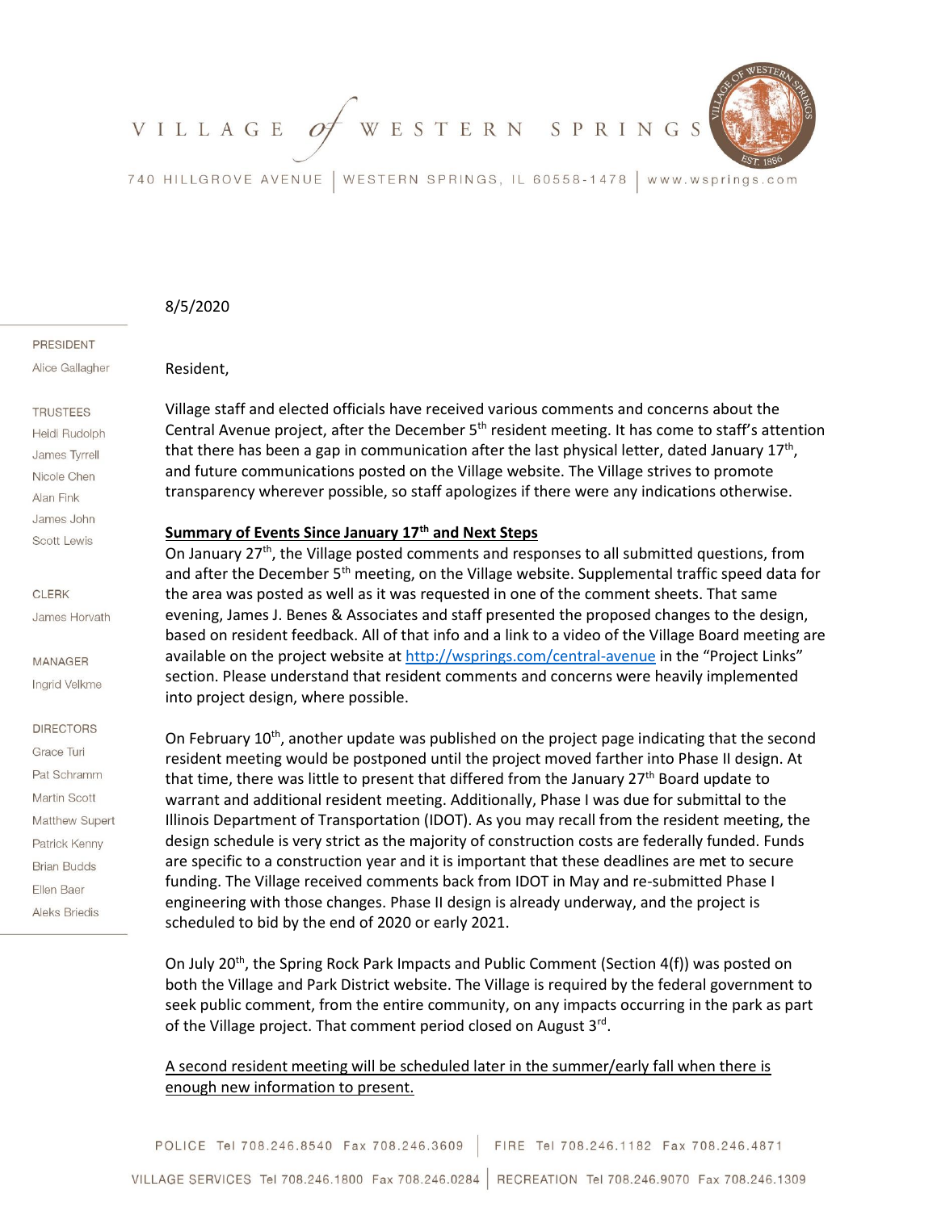VILLAGE of WESTERN SPRINGS

740 HILLGROVE AVENUE | WESTERN SPRINGS, IL 60558-1478 | www.wsprings.com

PRESIDENT
Alice Gallagher

TRUSTEES
Heidi Rudolph
James Tyrrell
Nicole Chen
Alan Fink
James John
Scott Lewis

CLERK
James Horvath

MANAGER
Ingrid Velkme

DIRECTORS
Grace Turi
Pat Schramm
Martin Scott
Matthew Supert
Patrick Kenny
Brian Budds
Ellen Baer
Aleks Briedis

8/5/2020

Resident,

Village staff and elected officials have received various comments and concerns about the Central Avenue project, after the December 5th resident meeting. It has come to staff's attention that there has been a gap in communication after the last physical letter, dated January 17th, and future communications posted on the Village website. The Village strives to promote transparency wherever possible, so staff apologizes if there were any indications otherwise.

**Summary of Events Since January 17th and Next Steps**

On January 27th, the Village posted comments and responses to all submitted questions, from and after the December 5th meeting, on the Village website. Supplemental traffic speed data for the area was posted as well as it was requested in one of the comment sheets. That same evening, James J. Benes & Associates and staff presented the proposed changes to the design, based on resident feedback. All of that info and a link to a video of the Village Board meeting are available on the project website at http://wsprings.com/central-avenue in the "Project Links" section. Please understand that resident comments and concerns were heavily implemented into project design, where possible.

On February 10th, another update was published on the project page indicating that the second resident meeting would be postponed until the project moved farther into Phase II design. At that time, there was little to present that differed from the January 27th Board update to warrant and additional resident meeting. Additionally, Phase I was due for submittal to the Illinois Department of Transportation (IDOT). As you may recall from the resident meeting, the design schedule is very strict as the majority of construction costs are federally funded. Funds are specific to a construction year and it is important that these deadlines are met to secure funding. The Village received comments back from IDOT in May and re-submitted Phase I engineering with those changes. Phase II design is already underway, and the project is scheduled to bid by the end of 2020 or early 2021.

On July 20th, the Spring Rock Park Impacts and Public Comment (Section 4(f)) was posted on both the Village and Park District website. The Village is required by the federal government to seek public comment, from the entire community, on any impacts occurring in the park as part of the Village project. That comment period closed on August 3rd.

A second resident meeting will be scheduled later in the summer/early fall when there is enough new information to present.

POLICE Tel 708.246.8540 Fax 708.246.3609 | FIRE Tel 708.246.1182 Fax 708.246.4871

VILLAGE SERVICES Tel 708.246.1800 Fax 708.246.0284 | RECREATION Tel 708.246.9070 Fax 708.246.1309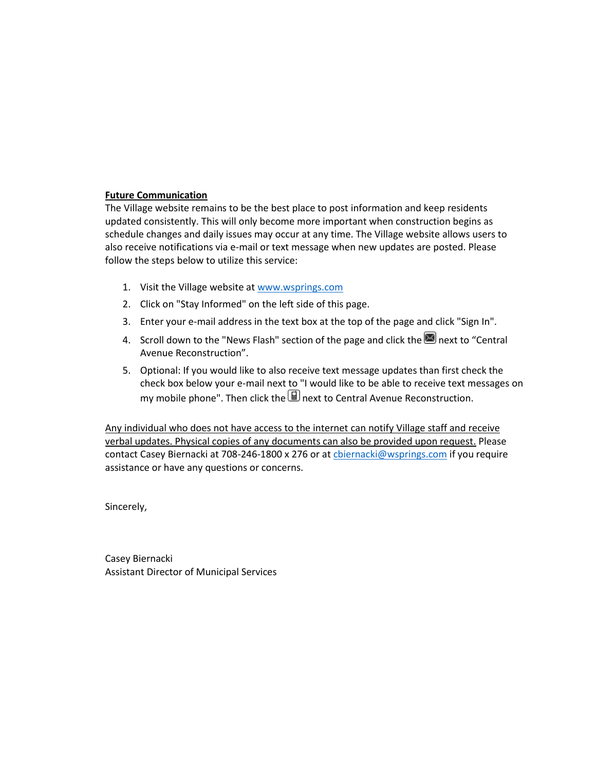**Future Communication**

The Village website remains to be the best place to post information and keep residents updated consistently. This will only become more important when construction begins as schedule changes and daily issues may occur at any time. The Village website allows users to also receive notifications via e-mail or text message when new updates are posted. Please follow the steps below to utilize this service:

1. Visit the Village website at www.wsprings.com
2. Click on "Stay Informed" on the left side of this page.
3. Enter your e-mail address in the text box at the top of the page and click "Sign In".
4. Scroll down to the "News Flash" section of the page and click the ✉ next to "Central Avenue Reconstruction".
5. Optional: If you would like to also receive text message updates than first check the check box below your e-mail next to "I would like to be able to receive text messages on my mobile phone". Then click the 📱 next to Central Avenue Reconstruction.

Any individual who does not have access to the internet can notify Village staff and receive verbal updates. Physical copies of any documents can also be provided upon request. Please contact Casey Biernacki at 708-246-1800 x 276 or at cbiernacki@wsprings.com if you require assistance or have any questions or concerns.

Sincerely,

Casey Biernacki
Assistant Director of Municipal Services